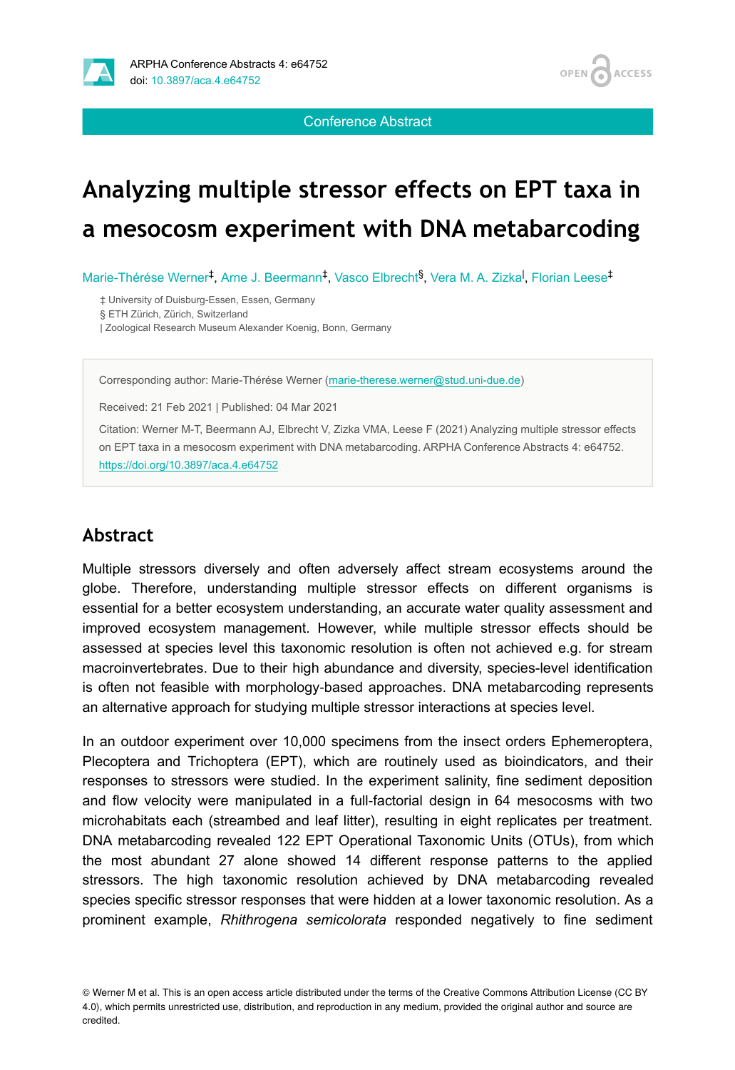ARPHA Conference Abstracts 4: e64752
doi: 10.3897/aca.4.e64752

Conference Abstract

# Analyzing multiple stressor effects on EPT taxa in a mesocosm experiment with DNA metabarcoding

Marie-Thérése Werner[‡], Arne J. Beermann[‡], Vasco Elbrecht[§], Vera M. A. Zizka[|], Florian Leese[‡]

‡ University of Duisburg-Essen, Essen, Germany
§ ETH Zürich, Zürich, Switzerland
| Zoological Research Museum Alexander Koenig, Bonn, Germany

Corresponding author: Marie-Thérése Werner (marie-therese.werner@stud.uni-due.de)

Received: 21 Feb 2021 | Published: 04 Mar 2021

Citation: Werner M-T, Beermann AJ, Elbrecht V, Zizka VMA, Leese F (2021) Analyzing multiple stressor effects on EPT taxa in a mesocosm experiment with DNA metabarcoding. ARPHA Conference Abstracts 4: e64752. https://doi.org/10.3897/aca.4.e64752

## Abstract

Multiple stressors diversely and often adversely affect stream ecosystems around the globe. Therefore, understanding multiple stressor effects on different organisms is essential for a better ecosystem understanding, an accurate water quality assessment and improved ecosystem management. However, while multiple stressor effects should be assessed at species level this taxonomic resolution is often not achieved e.g. for stream macroinvertebrates. Due to their high abundance and diversity, species-level identification is often not feasible with morphology-based approaches. DNA metabarcoding represents an alternative approach for studying multiple stressor interactions at species level.

In an outdoor experiment over 10,000 specimens from the insect orders Ephemeroptera, Plecoptera and Trichoptera (EPT), which are routinely used as bioindicators, and their responses to stressors were studied. In the experiment salinity, fine sediment deposition and flow velocity were manipulated in a full-factorial design in 64 mesocosms with two microhabitats each (streambed and leaf litter), resulting in eight replicates per treatment. DNA metabarcoding revealed 122 EPT Operational Taxonomic Units (OTUs), from which the most abundant 27 alone showed 14 different response patterns to the applied stressors. The high taxonomic resolution achieved by DNA metabarcoding revealed species specific stressor responses that were hidden at a lower taxonomic resolution. As a prominent example, *Rhithrogena semicolorata* responded negatively to fine sediment

© Werner M et al. This is an open access article distributed under the terms of the Creative Commons Attribution License (CC BY 4.0), which permits unrestricted use, distribution, and reproduction in any medium, provided the original author and source are credited.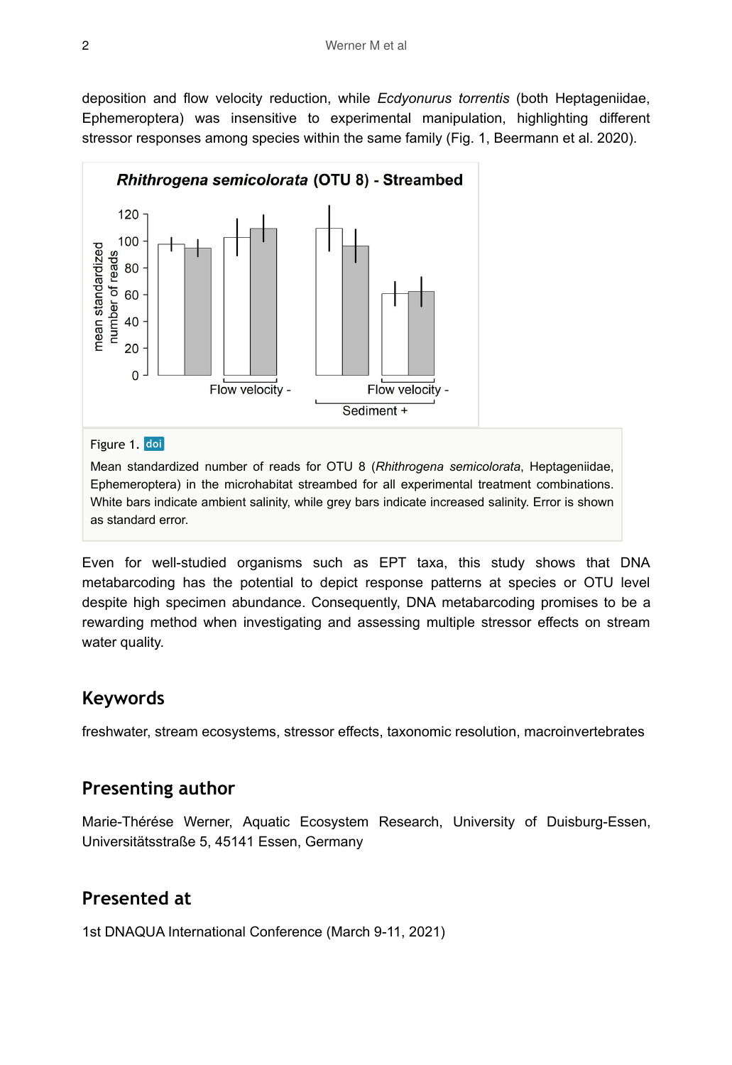deposition and flow velocity reduction, while *Ecdyonurus torrentis* (both Heptageniidae, Ephemeroptera) was insensitive to experimental manipulation, highlighting different stressor responses among species within the same family (Fig. 1, Beermann et al. 2020).

Figure 1. doi

Mean standardized number of reads for OTU 8 (*Rhithrogena semicolorata*, Heptageniidae, Ephemeroptera) in the microhabitat streambed for all experimental treatment combinations. White bars indicate ambient salinity, while grey bars indicate increased salinity. Error is shown as standard error.

Even for well-studied organisms such as EPT taxa, this study shows that DNA metabarcoding has the potential to depict response patterns at species or OTU level despite high specimen abundance. Consequently, DNA metabarcoding promises to be a rewarding method when investigating and assessing multiple stressor effects on stream water quality.

## Keywords

freshwater, stream ecosystems, stressor effects, taxonomic resolution, macroinvertebrates

## Presenting author

Marie-Thérése Werner, Aquatic Ecosystem Research, University of Duisburg-Essen, Universitätsstraße 5, 45141 Essen, Germany

## Presented at

1st DNAQUA International Conference (March 9-11, 2021)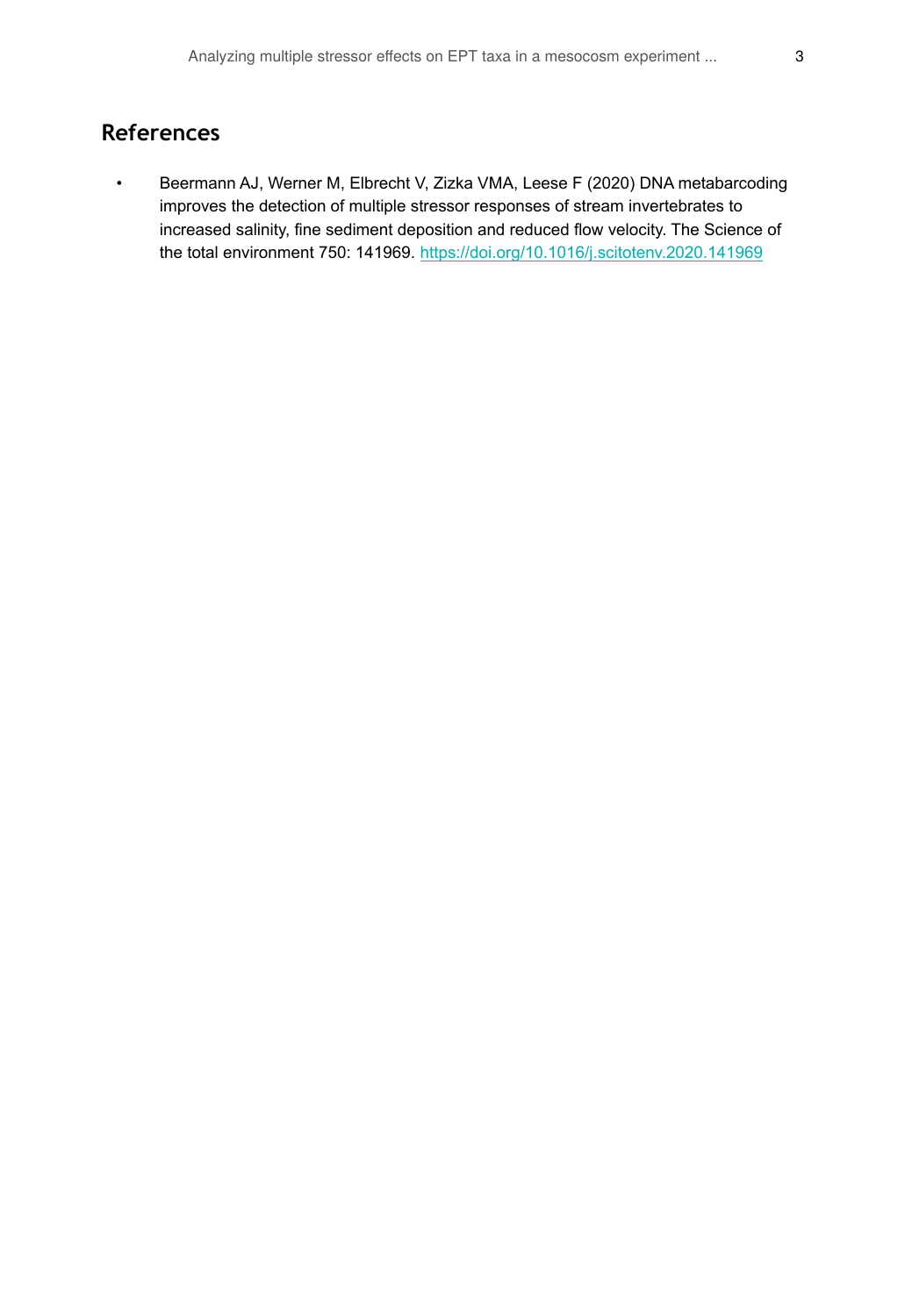## References

- Beermann AJ, Werner M, Elbrecht V, Zizka VMA, Leese F (2020) DNA metabarcoding improves the detection of multiple stressor responses of stream invertebrates to increased salinity, fine sediment deposition and reduced flow velocity. The Science of the total environment 750: 141969. https://doi.org/10.1016/j.scitotenv.2020.141969